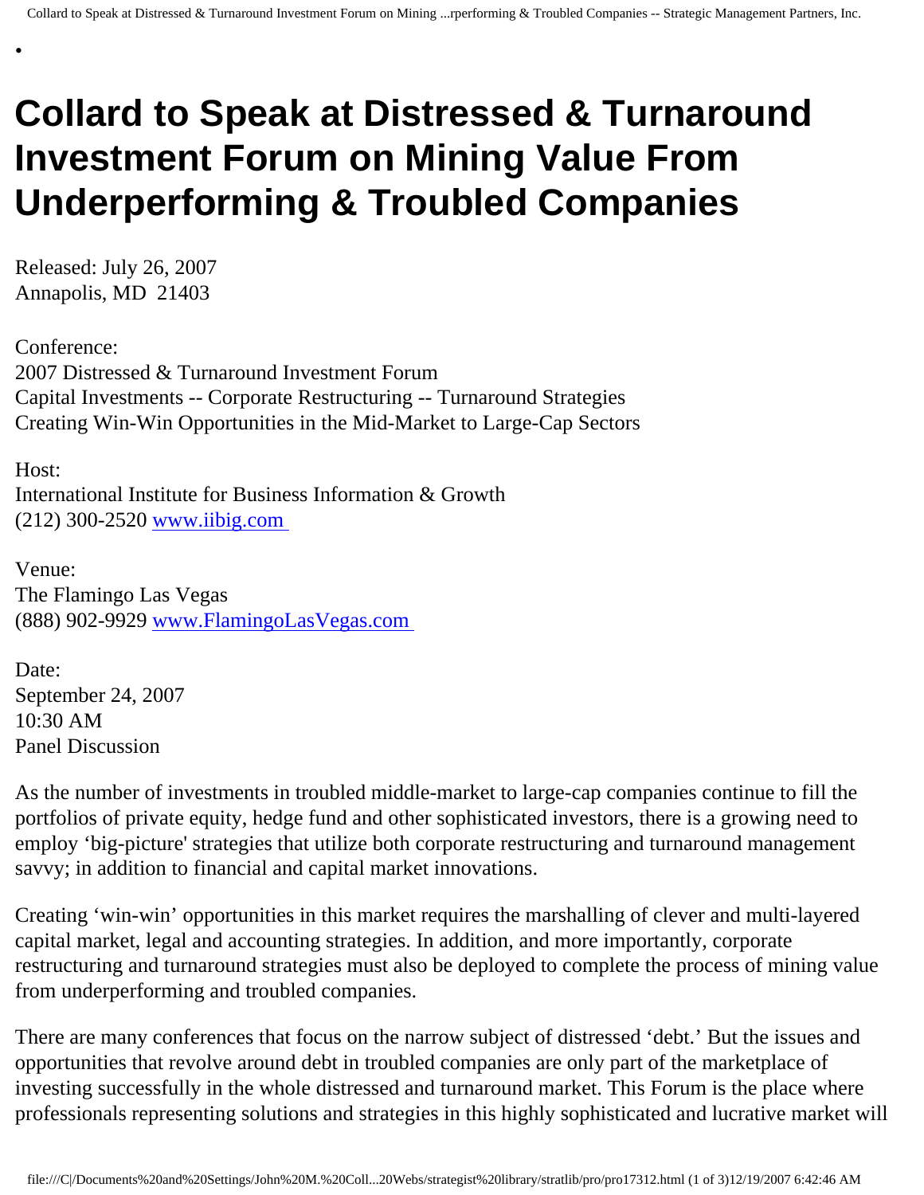# Collard to Speak at Distressed & Turnaround Investment Forum on Mining Value From Underperforming & Troubled Companies

Released: July 26, 2007
Annapolis, MD 21403

Conference:
2007 Distressed & Turnaround Investment Forum
Capital Investments -- Corporate Restructuring -- Turnaround Strategies
Creating Win-Win Opportunities in the Mid-Market to Large-Cap Sectors

Host:
International Institute for Business Information & Growth
(212) 300-2520 [www.iibig.com](http://www.iibig.com)

Venue:
The Flamingo Las Vegas
(888) 902-9929 [www.FlamingoLasVegas.com](http://www.FlamingoLasVegas.com)

Date:
September 24, 2007
10:30 AM
Panel Discussion

As the number of investments in troubled middle-market to large-cap companies continue to fill the portfolios of private equity, hedge fund and other sophisticated investors, there is a growing need to employ 'big-picture' strategies that utilize both corporate restructuring and turnaround management savvy; in addition to financial and capital market innovations.

Creating 'win-win' opportunities in this market requires the marshalling of clever and multi-layered capital market, legal and accounting strategies. In addition, and more importantly, corporate restructuring and turnaround strategies must also be deployed to complete the process of mining value from underperforming and troubled companies.

There are many conferences that focus on the narrow subject of distressed 'debt.' But the issues and opportunities that revolve around debt in troubled companies are only part of the marketplace of investing successfully in the whole distressed and turnaround market. This Forum is the place where professionals representing solutions and strategies in this highly sophisticated and lucrative market will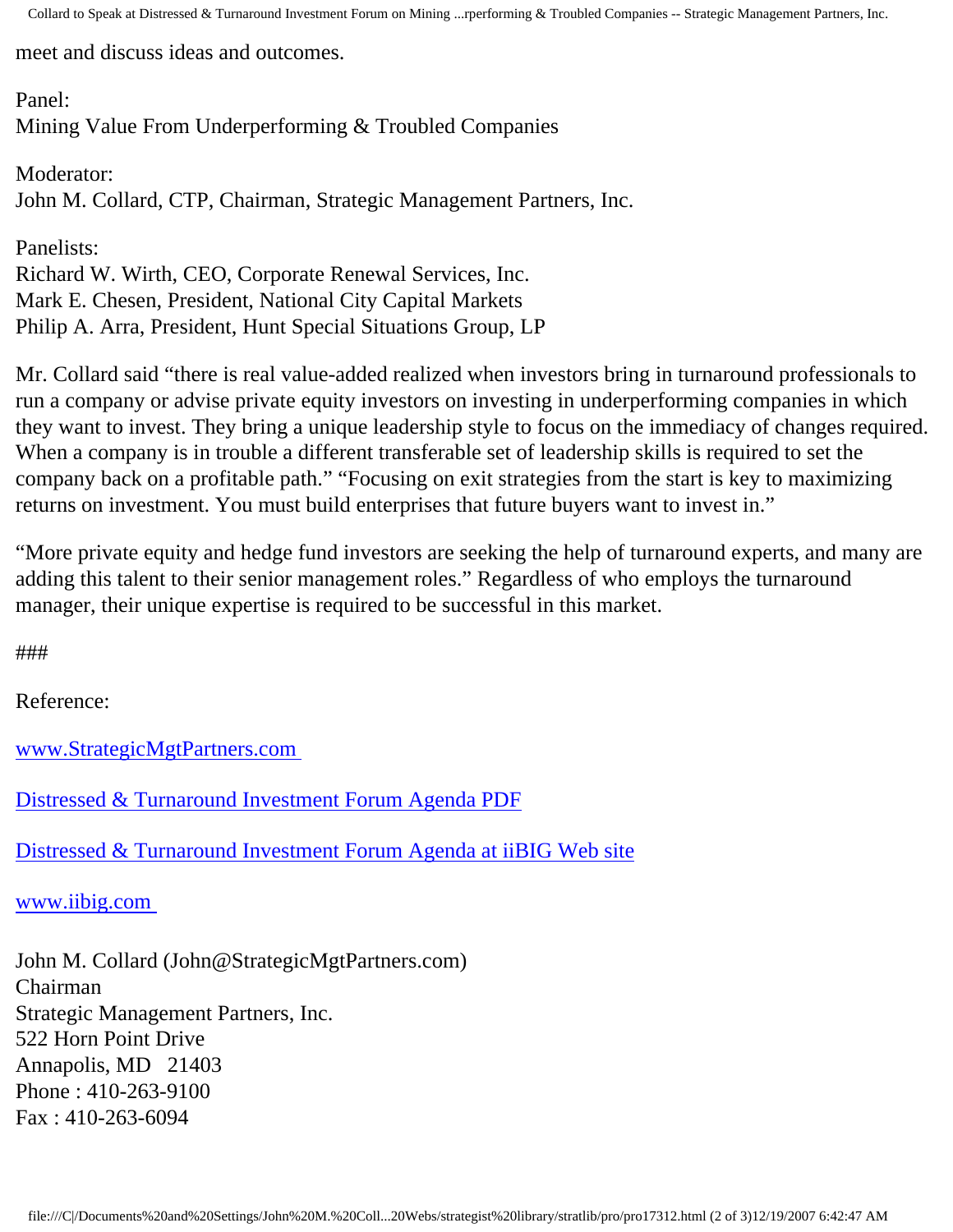meet and discuss ideas and outcomes.

Panel:
Mining Value From Underperforming & Troubled Companies

Moderator:
John M. Collard, CTP, Chairman, Strategic Management Partners, Inc.

Panelists:
Richard W. Wirth, CEO, Corporate Renewal Services, Inc.
Mark E. Chesen, President, National City Capital Markets
Philip A. Arra, President, Hunt Special Situations Group, LP

Mr. Collard said "there is real value-added realized when investors bring in turnaround professionals to run a company or advise private equity investors on investing in underperforming companies in which they want to invest. They bring a unique leadership style to focus on the immediacy of changes required. When a company is in trouble a different transferable set of leadership skills is required to set the company back on a profitable path." "Focusing on exit strategies from the start is key to maximizing returns on investment. You must build enterprises that future buyers want to invest in."

"More private equity and hedge fund investors are seeking the help of turnaround experts, and many are adding this talent to their senior management roles." Regardless of who employs the turnaround manager, their unique expertise is required to be successful in this market.

###

Reference:

[www.StrategicMgtPartners.com](www.StrategicMgtPartners.com)

[Distressed & Turnaround Investment Forum Agenda PDF]()

[Distressed & Turnaround Investment Forum Agenda at iiBIG Web site]()

[www.iibig.com](www.iibig.com)

John M. Collard (John@StrategicMgtPartners.com)
Chairman
Strategic Management Partners, Inc.
522 Horn Point Drive
Annapolis, MD 21403
Phone : 410-263-9100
Fax : 410-263-6094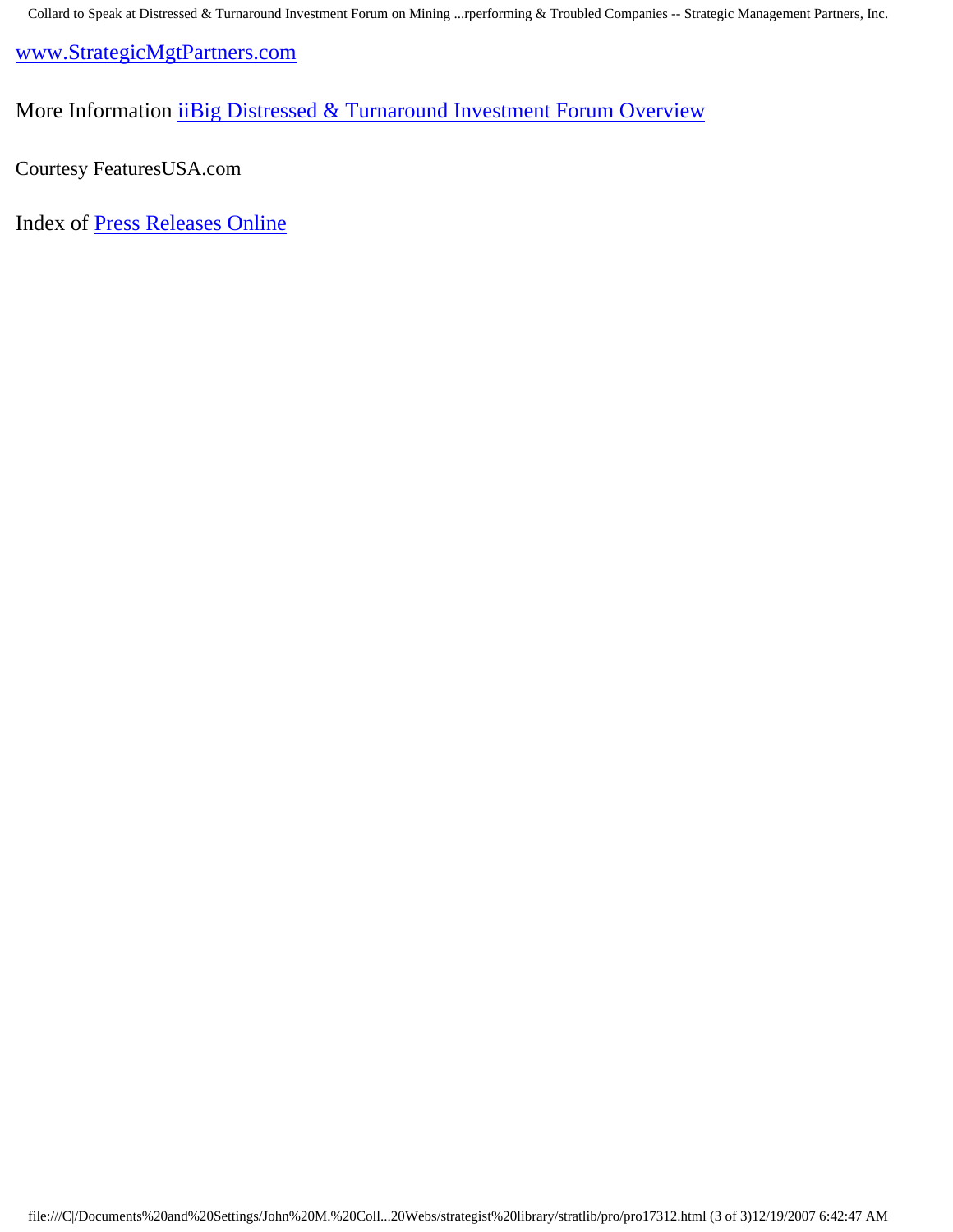[www.StrategicMgtPartners.com](http://www.StrategicMgtPartners.com)

More Information [iiBig Distressed & Turnaround Investment Forum Overview]()

Courtesy FeaturesUSA.com

Index of [Press Releases Online]()